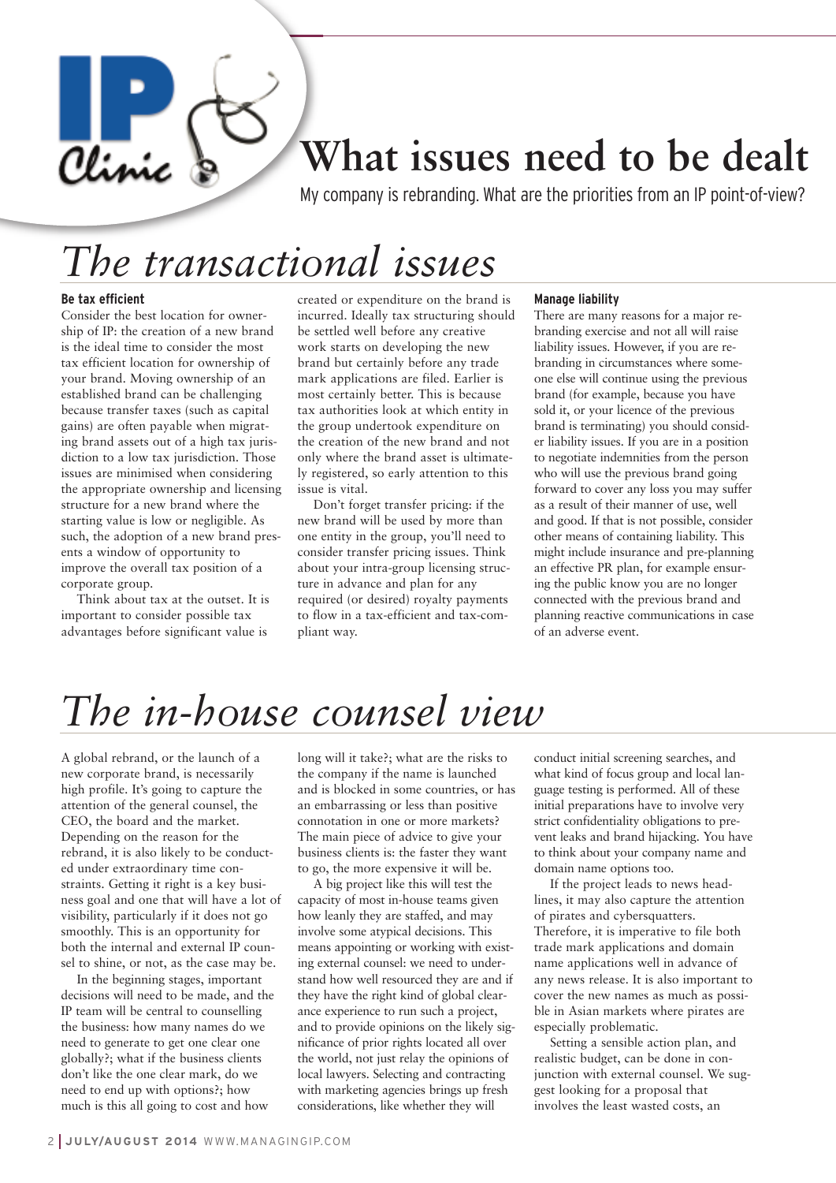# What issues need to be dealt

My company is rebranding. What are the priorities from an IP point-of-view?

## The transactional issues

**Be tax efficient**

Consider the best location for ownership of IP: the creation of a new brand is the ideal time to consider the most tax efficient location for ownership of your brand. Moving ownership of an established brand can be challenging because transfer taxes (such as capital gains) are often payable when migrating brand assets out of a high tax jurisdiction to a low tax jurisdiction. Those issues are minimised when considering the appropriate ownership and licensing structure for a new brand where the starting value is low or negligible. As such, the adoption of a new brand presents a window of opportunity to improve the overall tax position of a corporate group.

Think about tax at the outset. It is important to consider possible tax advantages before significant value is created or expenditure on the brand is incurred. Ideally tax structuring should be settled well before any creative work starts on developing the new brand but certainly before any trade mark applications are filed. Earlier is most certainly better. This is because tax authorities look at which entity in the group undertook expenditure on the creation of the new brand and not only where the brand asset is ultimately registered, so early attention to this issue is vital.

Don't forget transfer pricing: if the new brand will be used by more than one entity in the group, you'll need to consider transfer pricing issues. Think about your intra-group licensing structure in advance and plan for any required (or desired) royalty payments to flow in a tax-efficient and tax-compliant way.

**Manage liability**

There are many reasons for a major rebranding exercise and not all will raise liability issues. However, if you are rebranding in circumstances where someone else will continue using the previous brand (for example, because you have sold it, or your licence of the previous brand is terminating) you should consider liability issues. If you are in a position to negotiate indemnities from the person who will use the previous brand going forward to cover any loss you may suffer as a result of their manner of use, well and good. If that is not possible, consider other means of containing liability. This might include insurance and pre-planning an effective PR plan, for example ensuring the public know you are no longer connected with the previous brand and planning reactive communications in case of an adverse event.

## The in-house counsel view

A global rebrand, or the launch of a new corporate brand, is necessarily high profile. It's going to capture the attention of the general counsel, the CEO, the board and the market. Depending on the reason for the rebrand, it is also likely to be conducted under extraordinary time constraints. Getting it right is a key business goal and one that will have a lot of visibility, particularly if it does not go smoothly. This is an opportunity for both the internal and external IP counsel to shine, or not, as the case may be.

In the beginning stages, important decisions will need to be made, and the IP team will be central to counselling the business: how many names do we need to generate to get one clear one globally?; what if the business clients don't like the one clear mark, do we need to end up with options?; how much is this all going to cost and how long will it take?; what are the risks to the company if the name is launched and is blocked in some countries, or has an embarrassing or less than positive connotation in one or more markets? The main piece of advice to give your business clients is: the faster they want to go, the more expensive it will be.

A big project like this will test the capacity of most in-house teams given how leanly they are staffed, and may involve some atypical decisions. This means appointing or working with existing external counsel: we need to understand how well resourced they are and if they have the right kind of global clearance experience to run such a project, and to provide opinions on the likely significance of prior rights located all over the world, not just relay the opinions of local lawyers. Selecting and contracting with marketing agencies brings up fresh considerations, like whether they will conduct initial screening searches, and what kind of focus group and local language testing is performed. All of these initial preparations have to involve very strict confidentiality obligations to prevent leaks and brand hijacking. You have to think about your company name and domain name options too.

If the project leads to news headlines, it may also capture the attention of pirates and cybersquatters. Therefore, it is imperative to file both trade mark applications and domain name applications well in advance of any news release. It is also important to cover the new names as much as possible in Asian markets where pirates are especially problematic.

Setting a sensible action plan, and realistic budget, can be done in conjunction with external counsel. We suggest looking for a proposal that involves the least wasted costs, an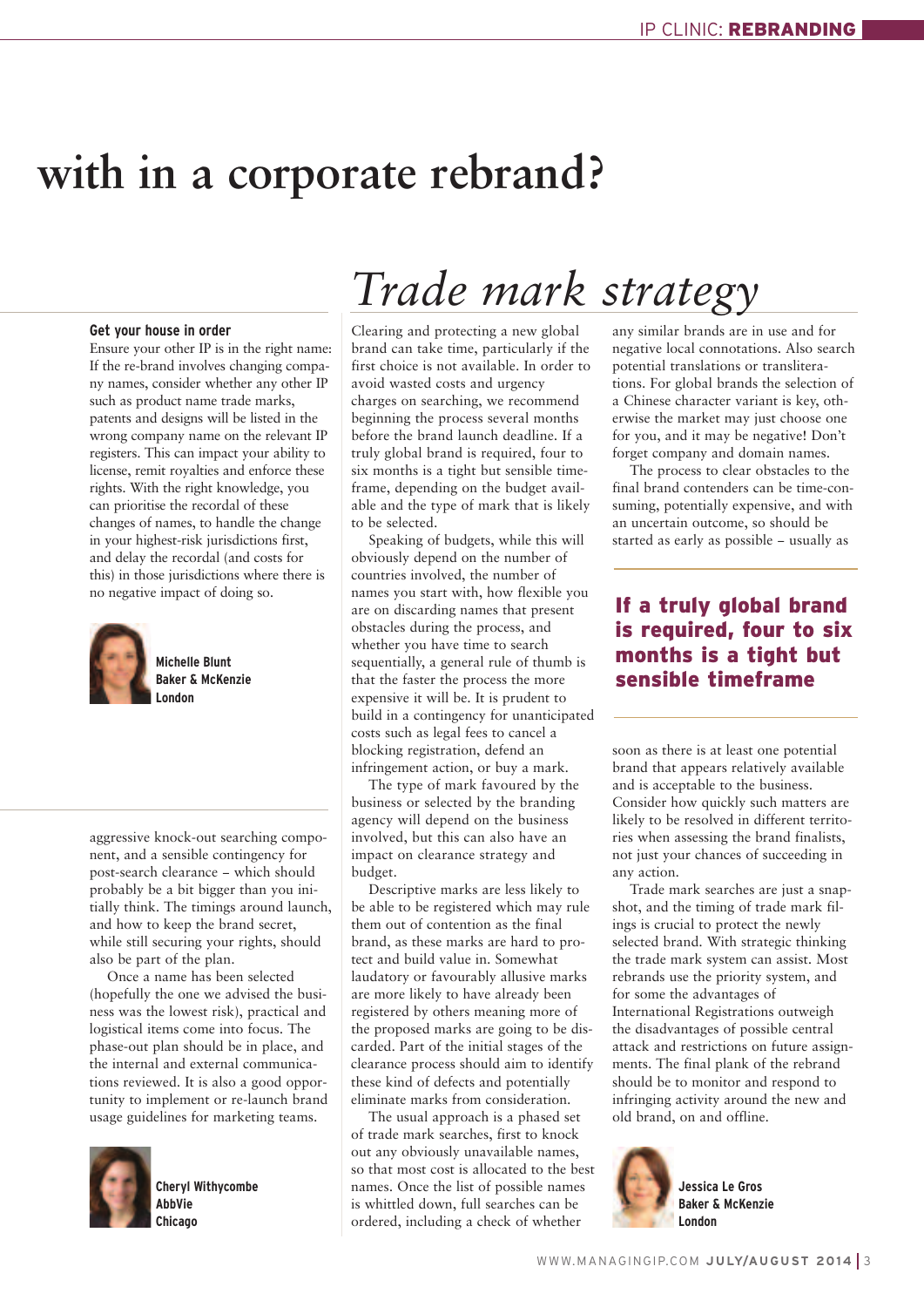# with in a corporate rebrand?

### Get your house in order

Ensure your other IP is in the right name: If the re-brand involves changing company names, consider whether any other IP such as product name trade marks, patents and designs will be listed in the wrong company name on the relevant IP registers. This can impact your ability to license, remit royalties and enforce these rights. With the right knowledge, you can prioritise the recordal of these changes of names, to handle the change in your highest-risk jurisdictions first, and delay the recordal (and costs for this) in those jurisdictions where there is no negative impact of doing so.

**Michelle Blunt**
**Baker & McKenzie**
**London**

aggressive knock-out searching component, and a sensible contingency for post-search clearance – which should probably be a bit bigger than you initially think. The timings around launch, and how to keep the brand secret, while still securing your rights, should also be part of the plan.

Once a name has been selected (hopefully the one we advised the business was the lowest risk), practical and logistical items come into focus. The phase-out plan should be in place, and the internal and external communications reviewed. It is also a good opportunity to implement or re-launch brand usage guidelines for marketing teams.

**Cheryl Withycombe**
**AbbVie**
**Chicago**

## *Trade mark strategy*

Clearing and protecting a new global brand can take time, particularly if the first choice is not available. In order to avoid wasted costs and urgency charges on searching, we recommend beginning the process several months before the brand launch deadline. If a truly global brand is required, four to six months is a tight but sensible timeframe, depending on the budget available and the type of mark that is likely to be selected.

Speaking of budgets, while this will obviously depend on the number of countries involved, the number of names you start with, how flexible you are on discarding names that present obstacles during the process, and whether you have time to search sequentially, a general rule of thumb is that the faster the process the more expensive it will be. It is prudent to build in a contingency for unanticipated costs such as legal fees to cancel a blocking registration, defend an infringement action, or buy a mark.

The type of mark favoured by the business or selected by the branding agency will depend on the business involved, but this can also have an impact on clearance strategy and budget.

Descriptive marks are less likely to be able to be registered which may rule them out of contention as the final brand, as these marks are hard to protect and build value in. Somewhat laudatory or favourably allusive marks are more likely to have already been registered by others meaning more of the proposed marks are going to be discarded. Part of the initial stages of the clearance process should aim to identify these kind of defects and potentially eliminate marks from consideration.

The usual approach is a phased set of trade mark searches, first to knock out any obviously unavailable names, so that most cost is allocated to the best names. Once the list of possible names is whittled down, full searches can be ordered, including a check of whether any similar brands are in use and for negative local connotations. Also search potential translations or transliterations. For global brands the selection of a Chinese character variant is key, otherwise the market may just choose one for you, and it may be negative! Don't forget company and domain names.

The process to clear obstacles to the final brand contenders can be time-consuming, potentially expensive, and with an uncertain outcome, so should be started as early as possible – usually as soon as there is at least one potential brand that appears relatively available and is acceptable to the business. Consider how quickly such matters are likely to be resolved in different territories when assessing the brand finalists, not just your chances of succeeding in any action.

> **If a truly global brand is required, four to six months is a tight but sensible timeframe**

Trade mark searches are just a snapshot, and the timing of trade mark filings is crucial to protect the newly selected brand. With strategic thinking the trade mark system can assist. Most rebrands use the priority system, and for some the advantages of International Registrations outweigh the disadvantages of possible central attack and restrictions on future assignments. The final plank of the rebrand should be to monitor and respond to infringing activity around the new and old brand, on and offline.

**Jessica Le Gros**
**Baker & McKenzie**
**London**